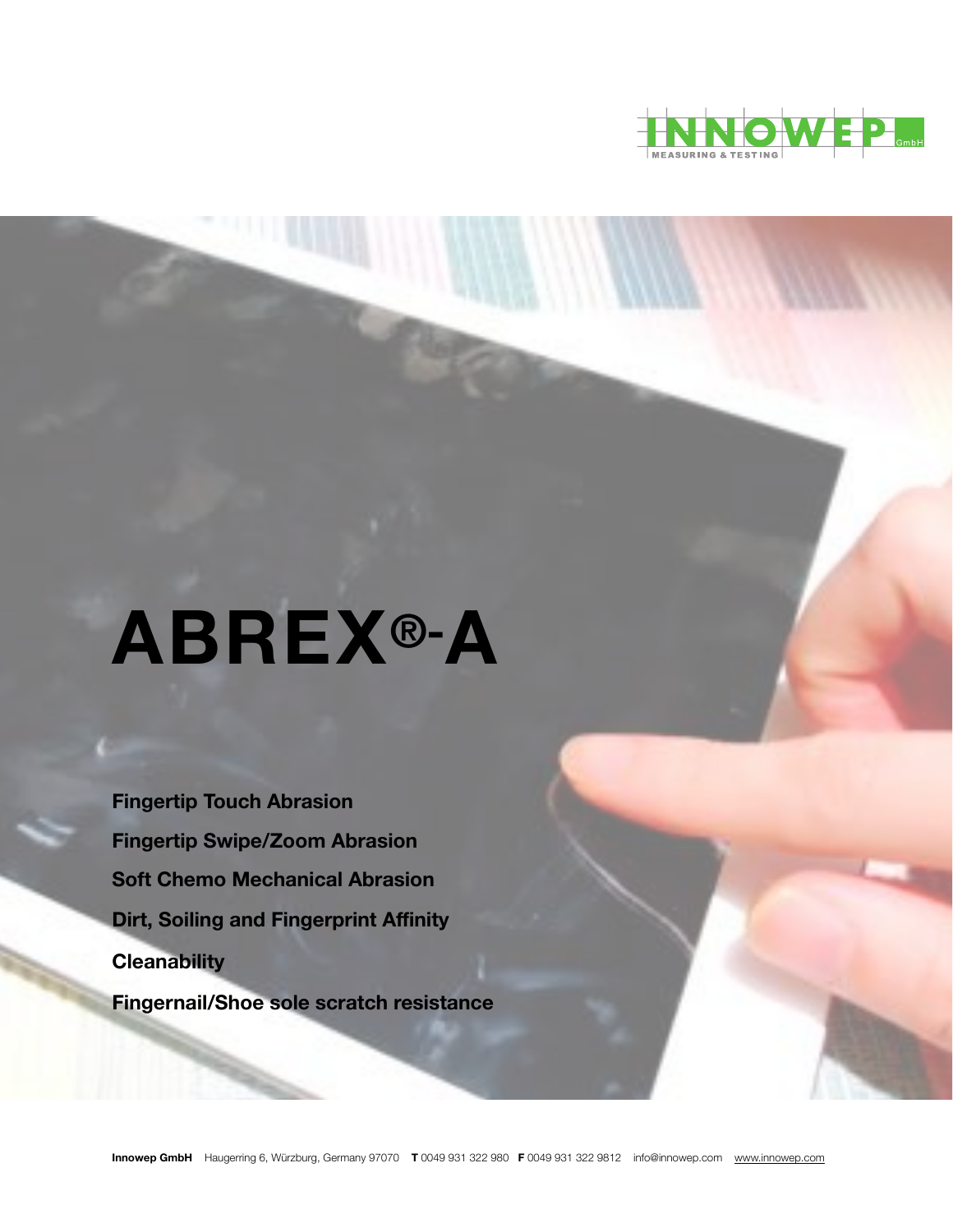INNOWEP GmbH
MEASURING & TESTING

# ABREX®-A

**Fingertip Touch Abrasion**

**Fingertip Swipe/Zoom Abrasion**

**Soft Chemo Mechanical Abrasion**

**Dirt, Soiling and Fingerprint Affinity**

**Cleanability**

**Fingernail/Shoe sole scratch resistance**

**Innowep GmbH** Haugerring 6, Würzburg, Germany 97070 **T** 0049 931 322 980 **F** 0049 931 322 9812 info@innowep.com www.innowep.com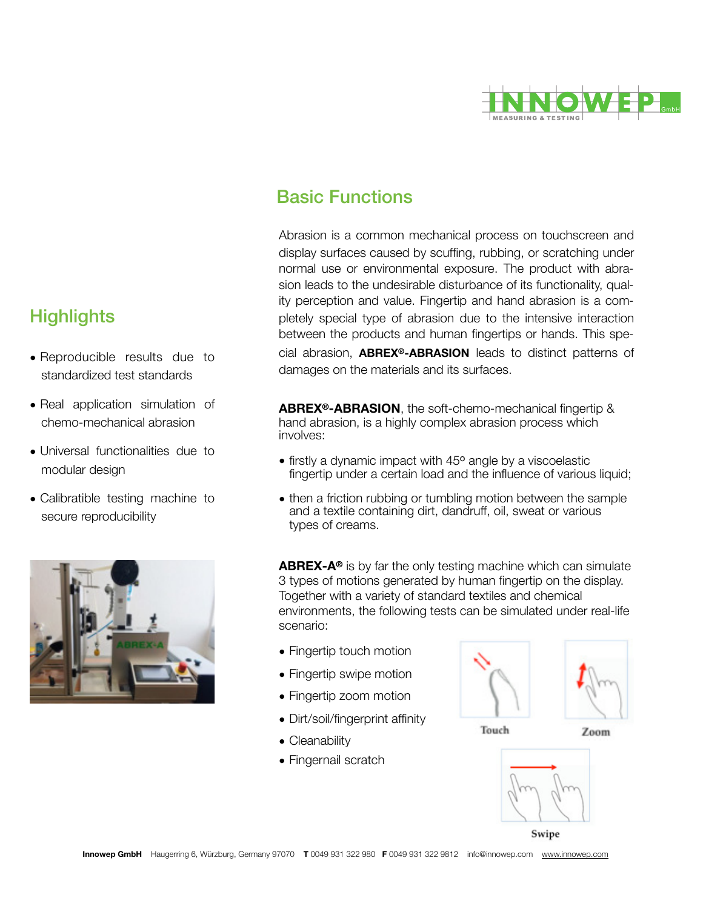## Highlights

- Reproducible results due to standardized test standards
- Real application simulation of chemo-mechanical abrasion
- Universal functionalities due to modular design
- Calibratible testing machine to secure reproducibility

## Basic Functions

Abrasion is a common mechanical process on touchscreen and display surfaces caused by scuffing, rubbing, or scratching under normal use or environmental exposure. The product with abrasion leads to the undesirable disturbance of its functionality, quality perception and value. Fingertip and hand abrasion is a completely special type of abrasion due to the intensive interaction between the products and human fingertips or hands. This special abrasion, **ABREX®-ABRASION** leads to distinct patterns of damages on the materials and its surfaces.

**ABREX®-ABRASION**, the soft-chemo-mechanical fingertip & hand abrasion, is a highly complex abrasion process which involves:

- firstly a dynamic impact with 45º angle by a viscoelastic fingertip under a certain load and the influence of various liquid;
- then a friction rubbing or tumbling motion between the sample and a textile containing dirt, dandruff, oil, sweat or various types of creams.

**ABREX-A®** is by far the only testing machine which can simulate 3 types of motions generated by human fingertip on the display. Together with a variety of standard textiles and chemical environments, the following tests can be simulated under real-life scenario:

- Fingertip touch motion
- Fingertip swipe motion
- Fingertip zoom motion
- Dirt/soil/fingerprint affinity
- Cleanability
- Fingernail scratch

Touch

Zoom

Swipe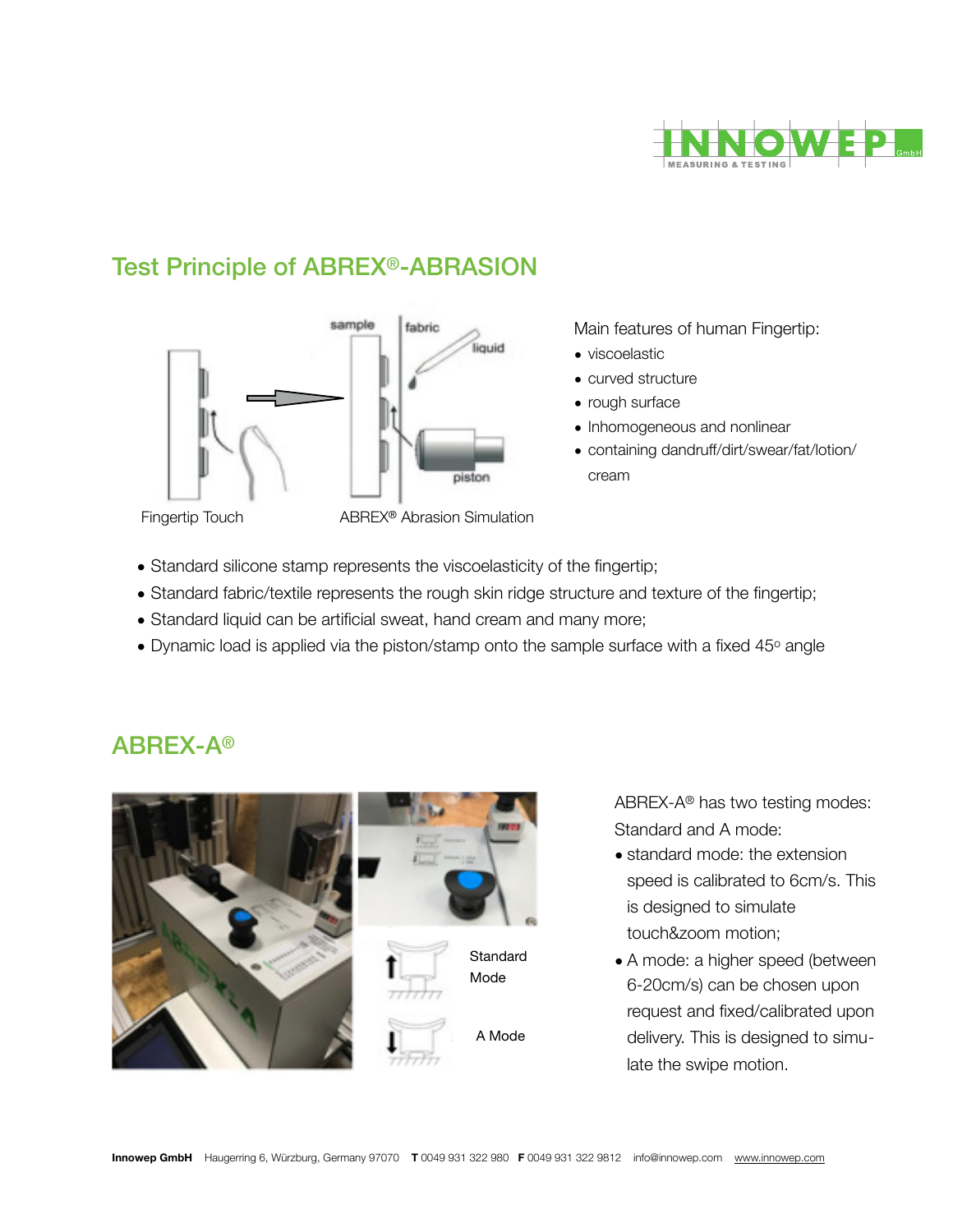## Test Principle of ABREX®-ABRASION

Fingertip Touch

ABREX® Abrasion Simulation

Main features of human Fingertip:

- viscoelastic
- curved structure
- rough surface
- Inhomogeneous and nonlinear
- containing dandruff/dirt/swear/fat/lotion/cream

- Standard silicone stamp represents the viscoelasticity of the fingertip;
- Standard fabric/textile represents the rough skin ridge structure and texture of the fingertip;
- Standard liquid can be artificial sweat, hand cream and many more;
- Dynamic load is applied via the piston/stamp onto the sample surface with a fixed 45° angle

## ABREX-A®

Standard Mode

A Mode

ABREX-A® has two testing modes: Standard and A mode:

- standard mode: the extension speed is calibrated to 6cm/s. This is designed to simulate touch&zoom motion;
- A mode: a higher speed (between 6-20cm/s) can be chosen upon request and fixed/calibrated upon delivery. This is designed to simulate the swipe motion.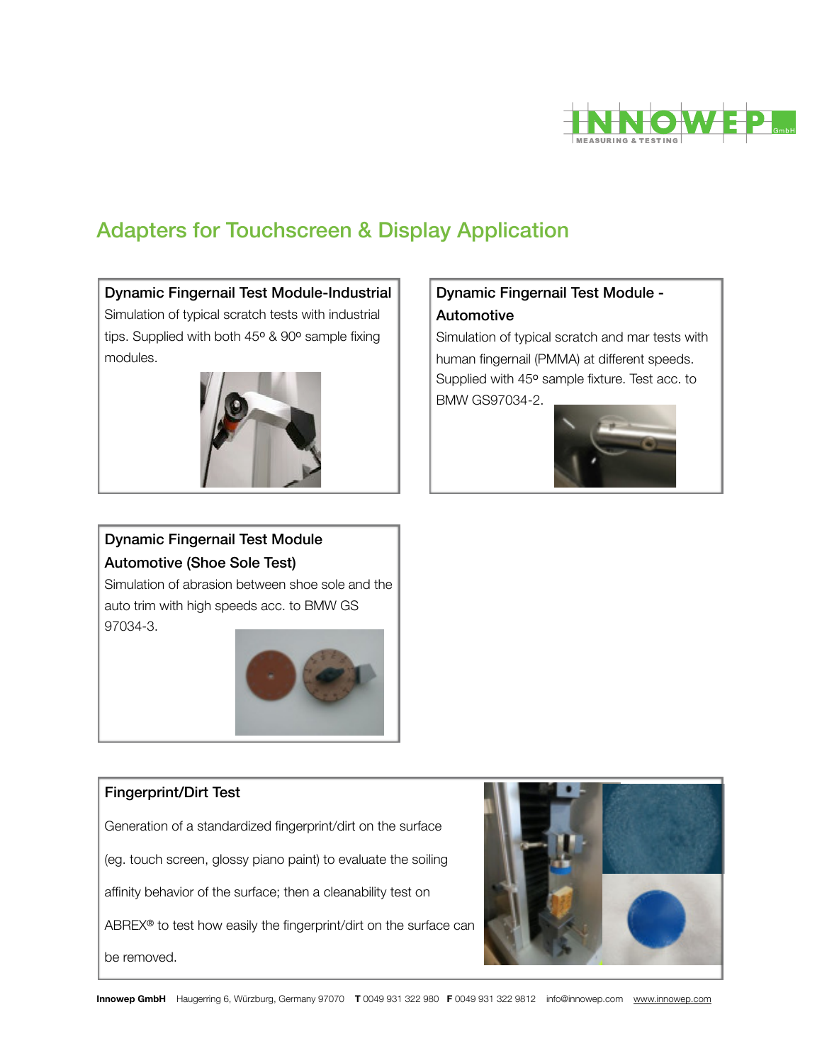# Adapters for Touchscreen & Display Application

### Dynamic Fingernail Test Module-Industrial

Simulation of typical scratch tests with industrial tips. Supplied with both 45º & 90º sample fixing modules.

### Dynamic Fingernail Test Module - Automotive

Simulation of typical scratch and mar tests with human fingernail (PMMA) at different speeds. Supplied with 45º sample fixture. Test acc. to BMW GS97034-2.

### Dynamic Fingernail Test Module Automotive (Shoe Sole Test)

Simulation of abrasion between shoe sole and the auto trim with high speeds acc. to BMW GS 97034-3.

### Fingerprint/Dirt Test

Generation of a standardized fingerprint/dirt on the surface (eg. touch screen, glossy piano paint) to evaluate the soiling affinity behavior of the surface; then a cleanability test on ABREX® to test how easily the fingerprint/dirt on the surface can be removed.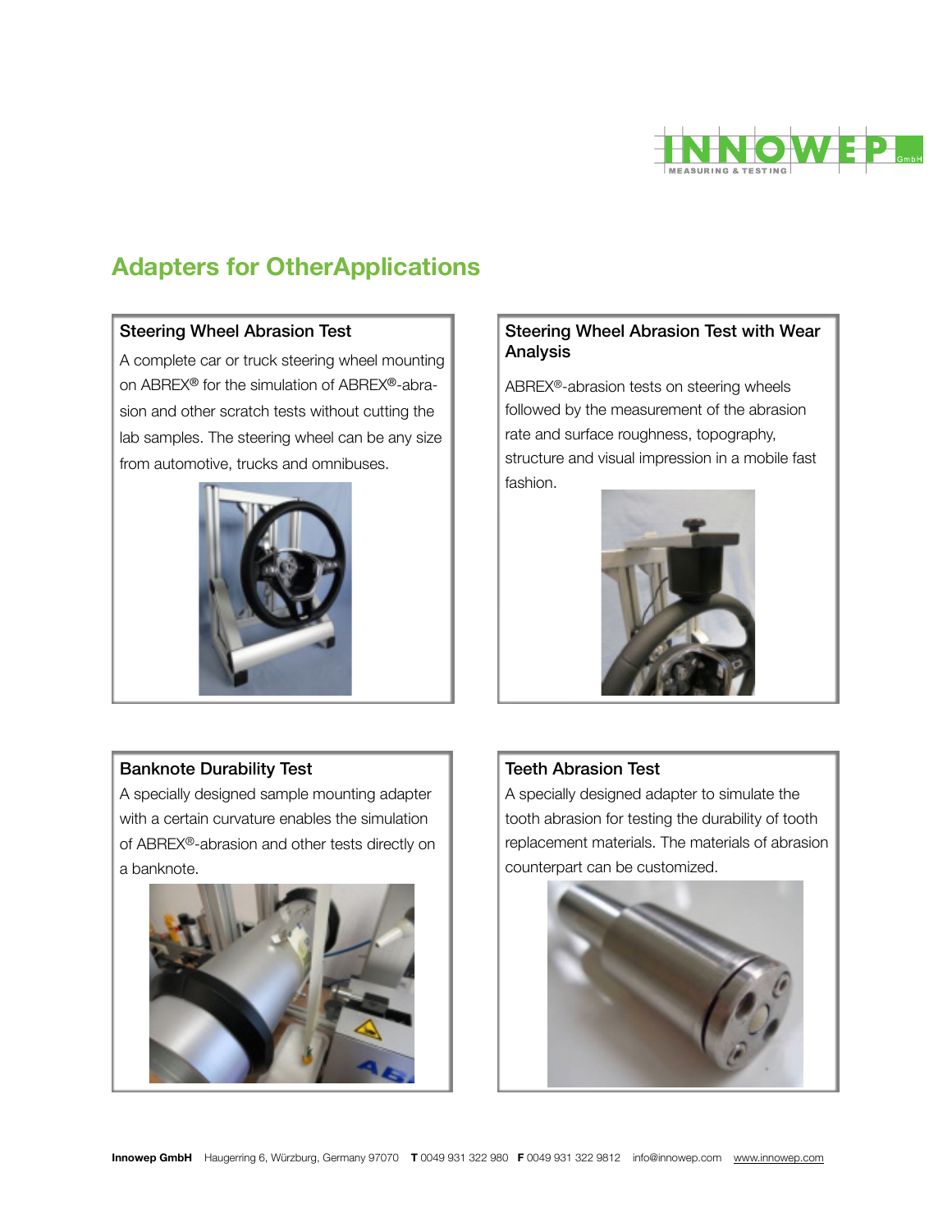## Adapters for OtherApplications

### Steering Wheel Abrasion Test

A complete car or truck steering wheel mounting on ABREX® for the simulation of ABREX®-abrasion and other scratch tests without cutting the lab samples. The steering wheel can be any size from automotive, trucks and omnibuses.

### Steering Wheel Abrasion Test with Wear Analysis

ABREX®-abrasion tests on steering wheels followed by the measurement of the abrasion rate and surface roughness, topography, structure and visual impression in a mobile fast fashion.

### Banknote Durability Test

A specially designed sample mounting adapter with a certain curvature enables the simulation of ABREX®-abrasion and other tests directly on a banknote.

### Teeth Abrasion Test

A specially designed adapter to simulate the tooth abrasion for testing the durability of tooth replacement materials. The materials of abrasion counterpart can be customized.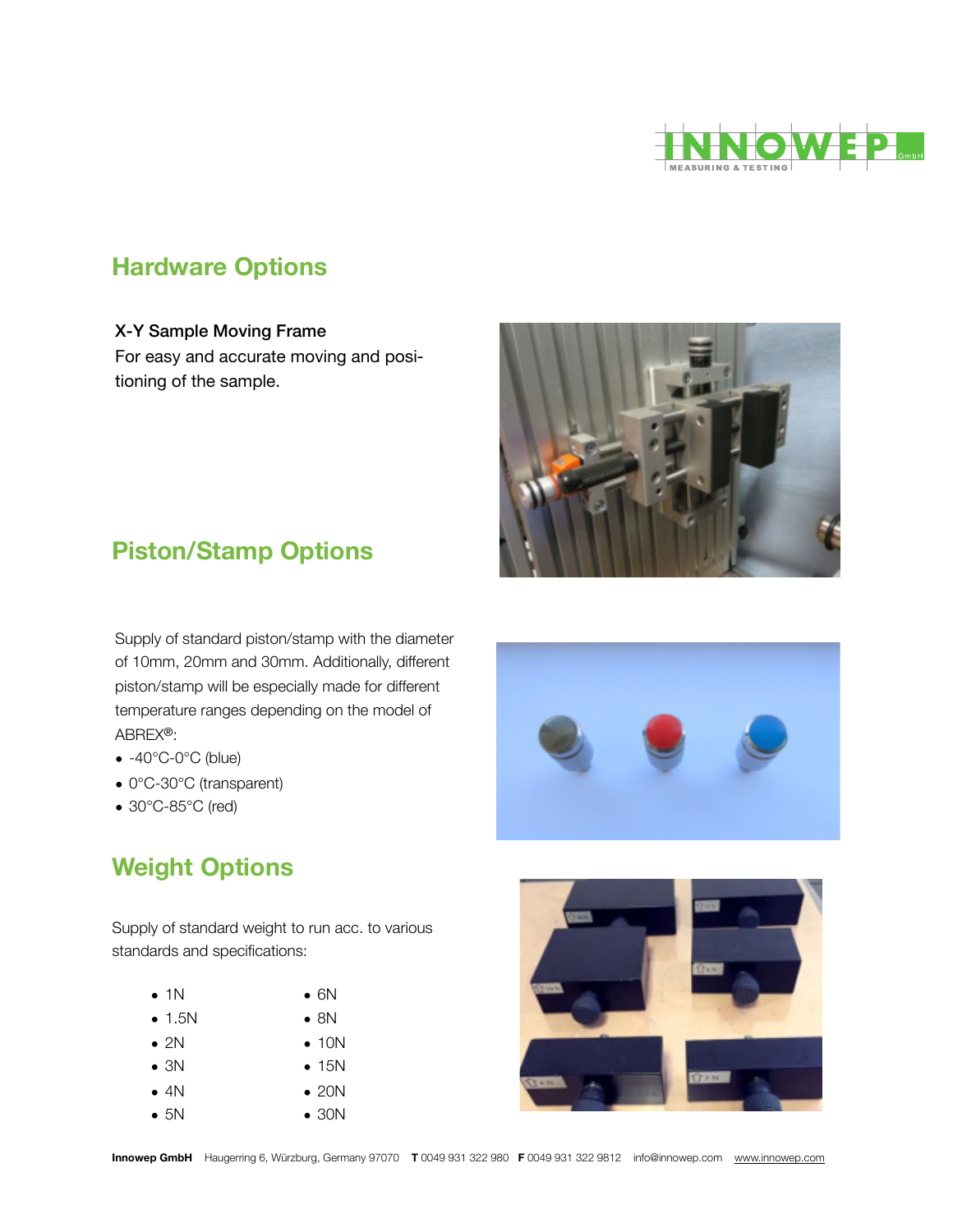## Hardware Options

**X-Y Sample Moving Frame**

For easy and accurate moving and positioning of the sample.

## Piston/Stamp Options

Supply of standard piston/stamp with the diameter of 10mm, 20mm and 30mm. Additionally, different piston/stamp will be especially made for different temperature ranges depending on the model of ABREX®:

- -40°C-0°C (blue)
- 0°C-30°C (transparent)
- 30°C-85°C (red)

## Weight Options

Supply of standard weight to run acc. to various standards and specifications:

- 1N
- 1.5N
- 2N
- 3N
- 4N
- 5N
- 6N
- 8N
- 10N
- 15N
- 20N
- 30N

**Innowep GmbH** Haugerring 6, Würzburg, Germany 97070 **T** 0049 931 322 980 **F** 0049 931 322 9812 info@innowep.com www.innowep.com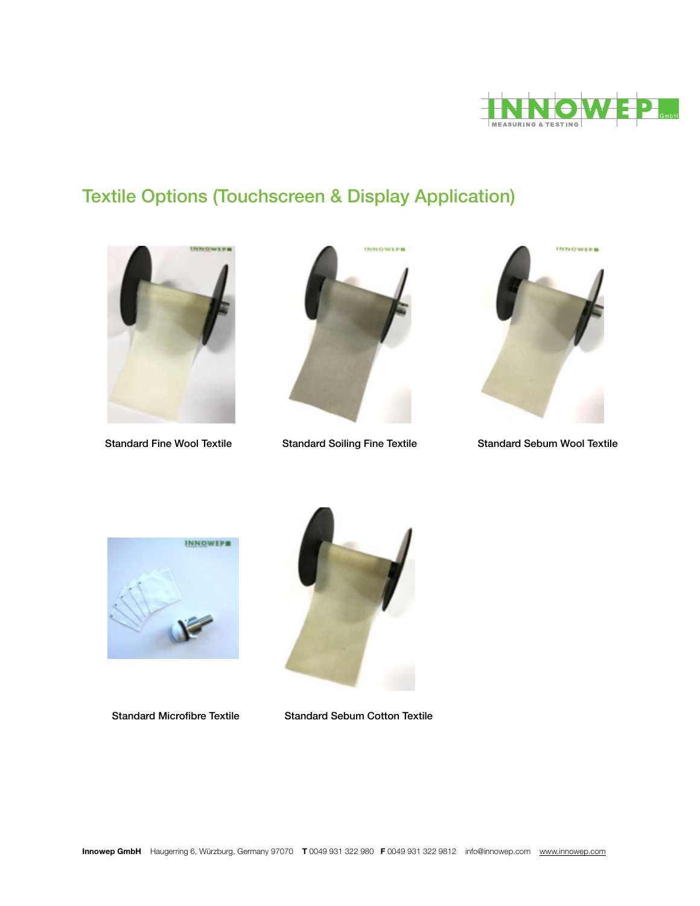# Textile Options (Touchscreen & Display Application)

Standard Fine Wool Textile

Standard Soiling Fine Textile

Standard Sebum Wool Textile

Standard Microfibre Textile

Standard Sebum Cotton Textile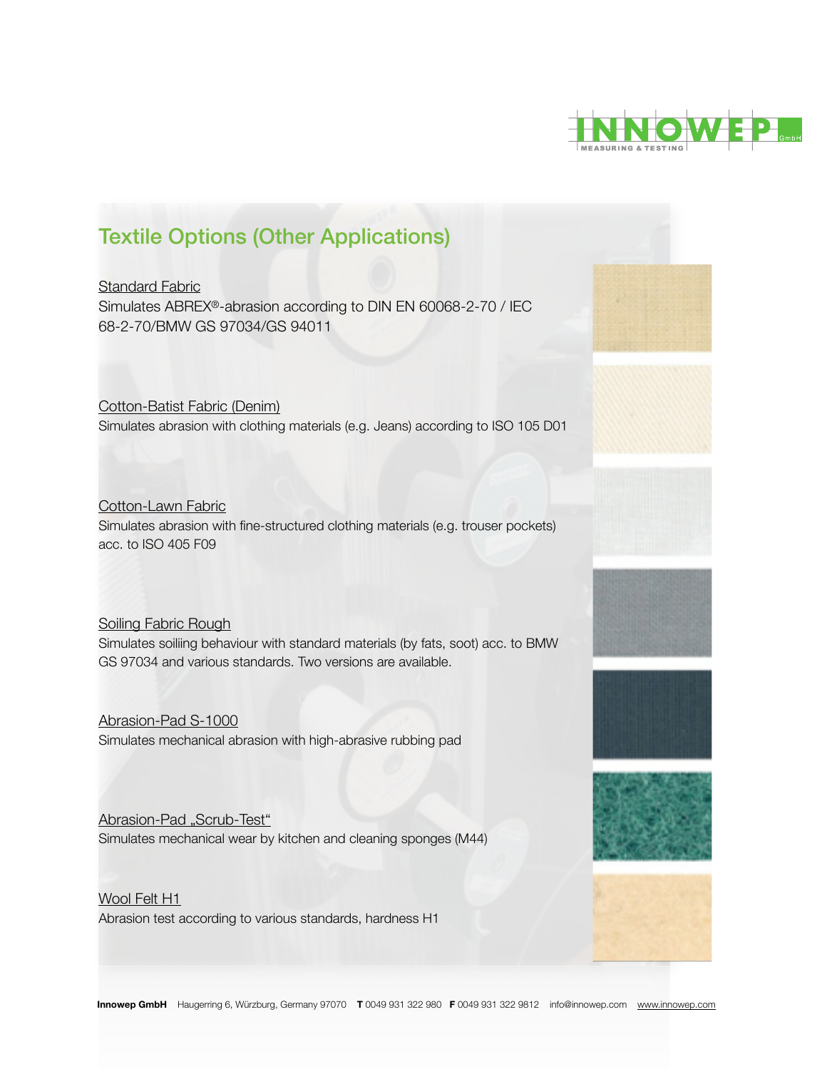## Textile Options (Other Applications)

Standard Fabric
Simulates ABREX®-abrasion according to DIN EN 60068-2-70 / IEC 68-2-70/BMW GS 97034/GS 94011

Cotton-Batist Fabric (Denim)
Simulates abrasion with clothing materials (e.g. Jeans) according to ISO 105 D01

Cotton-Lawn Fabric
Simulates abrasion with fine-structured clothing materials (e.g. trouser pockets) acc. to ISO 405 F09

Soiling Fabric Rough
Simulates soiliing behaviour with standard materials (by fats, soot) acc. to BMW GS 97034 and various standards. Two versions are available.

Abrasion-Pad S-1000
Simulates mechanical abrasion with high-abrasive rubbing pad

Abrasion-Pad „Scrub-Test"
Simulates mechanical wear by kitchen and cleaning sponges (M44)

Wool Felt H1
Abrasion test according to various standards, hardness H1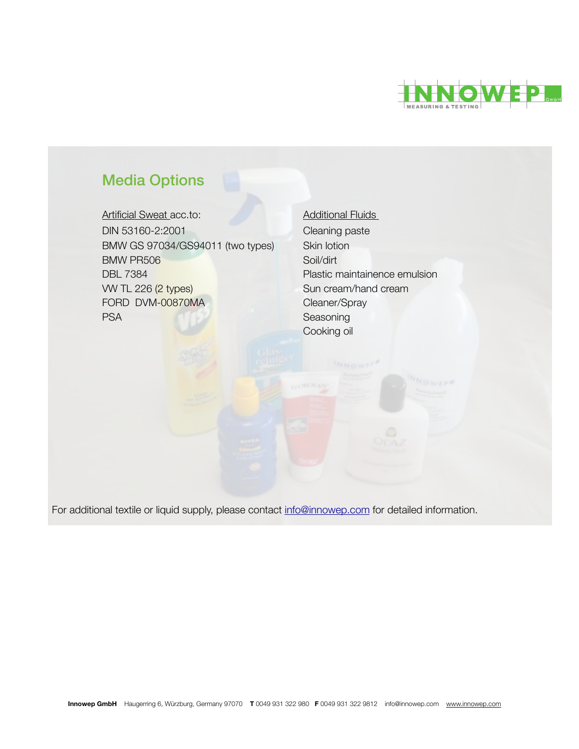## Media Options

Artificial Sweat acc.to:

- DIN 53160-2:2001
- BMW GS 97034/GS94011 (two types)
- BMW PR506
- DBL 7384
- VW TL 226 (2 types)
- FORD DVM-00870MA
- PSA

Additional Fluids

- Cleaning paste
- Skin lotion
- Soil/dirt
- Plastic maintainence emulsion
- Sun cream/hand cream
- Cleaner/Spray
- Seasoning
- Cooking oil

For additional textile or liquid supply, please contact info@innowep.com for detailed information.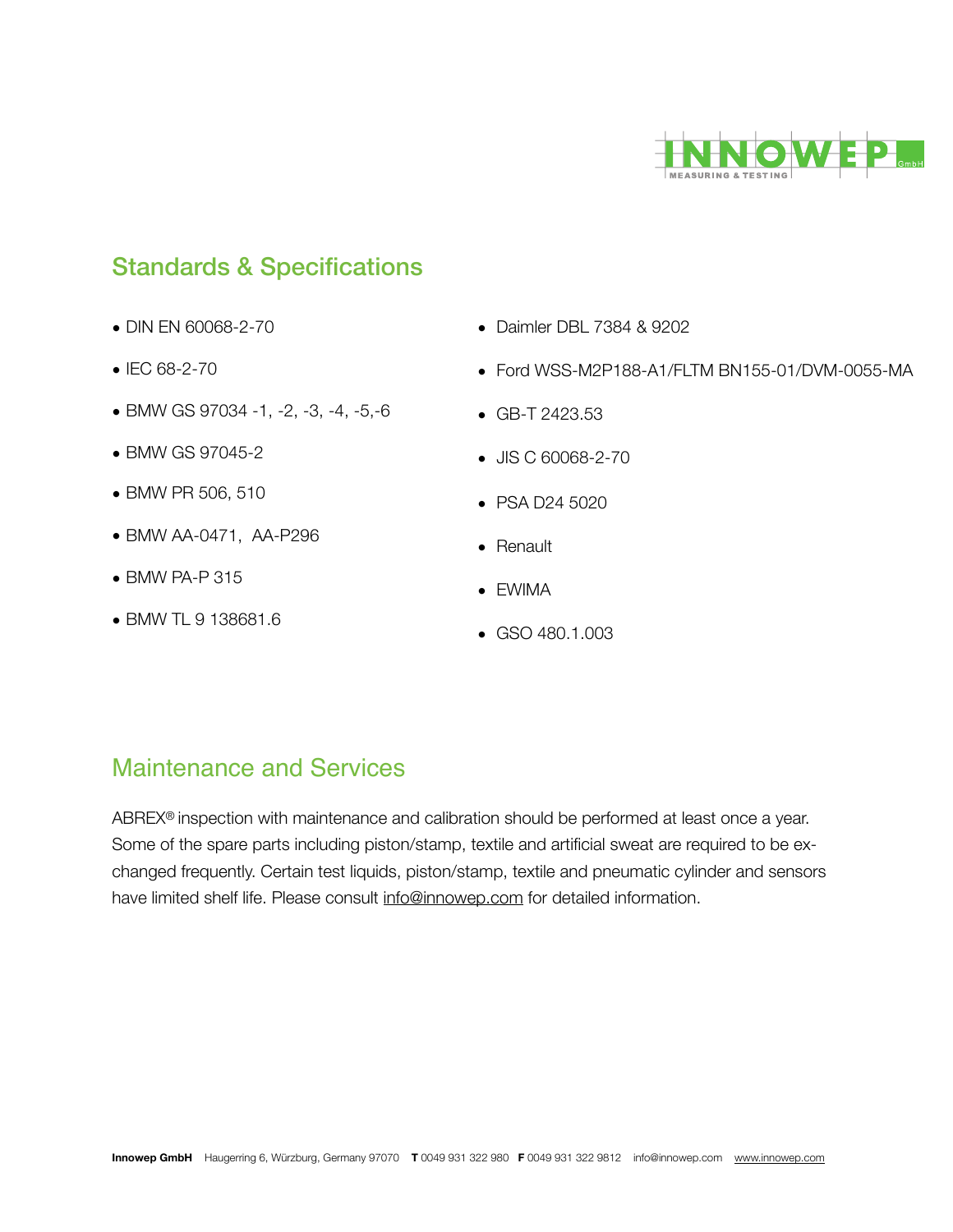## Standards & Specifications

- DIN EN 60068-2-70
- IEC 68-2-70
- BMW GS 97034 -1, -2, -3, -4, -5,-6
- BMW GS 97045-2
- BMW PR 506, 510
- BMW AA-0471, AA-P296
- BMW PA-P 315
- BMW TL 9 138681.6
- Daimler DBL 7384 & 9202
- Ford WSS-M2P188-A1/FLTM BN155-01/DVM-0055-MA
- GB-T 2423.53
- JIS C 60068-2-70
- PSA D24 5020
- Renault
- EWIMA
- GSO 480.1.003

## Maintenance and Services

ABREX® inspection with maintenance and calibration should be performed at least once a year. Some of the spare parts including piston/stamp, textile and artificial sweat are required to be exchanged frequently. Certain test liquids, piston/stamp, textile and pneumatic cylinder and sensors have limited shelf life. Please consult info@innowep.com for detailed information.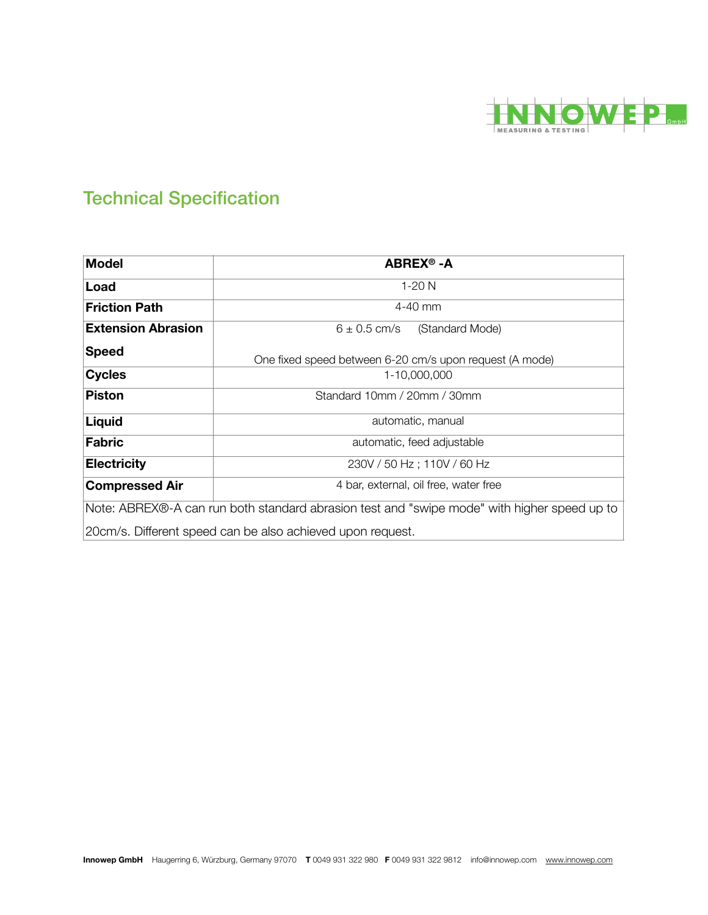## Technical Specification

| Model | ABREX® -A |
|---|---|
| Load | 1-20 N |
| Friction Path | 4-40 mm |
| Extension Abrasion Speed | 6 ± 0.5 cm/s (Standard Mode)<br>One fixed speed between 6-20 cm/s upon request (A mode) |
| Cycles | 1-10,000,000 |
| Piston | Standard 10mm / 20mm / 30mm |
| Liquid | automatic, manual |
| Fabric | automatic, feed adjustable |
| Electricity | 230V / 50 Hz ; 110V / 60 Hz |
| Compressed Air | 4 bar, external, oil free, water free |
| Note: ABREX®-A can run both standard abrasion test and "swipe mode" with higher speed up to 20cm/s. Different speed can be also achieved upon request. | |

**Innowep GmbH** Haugerring 6, Würzburg, Germany 97070 **T** 0049 931 322 980 **F** 0049 931 322 9812 info@innowep.com www.innowep.com